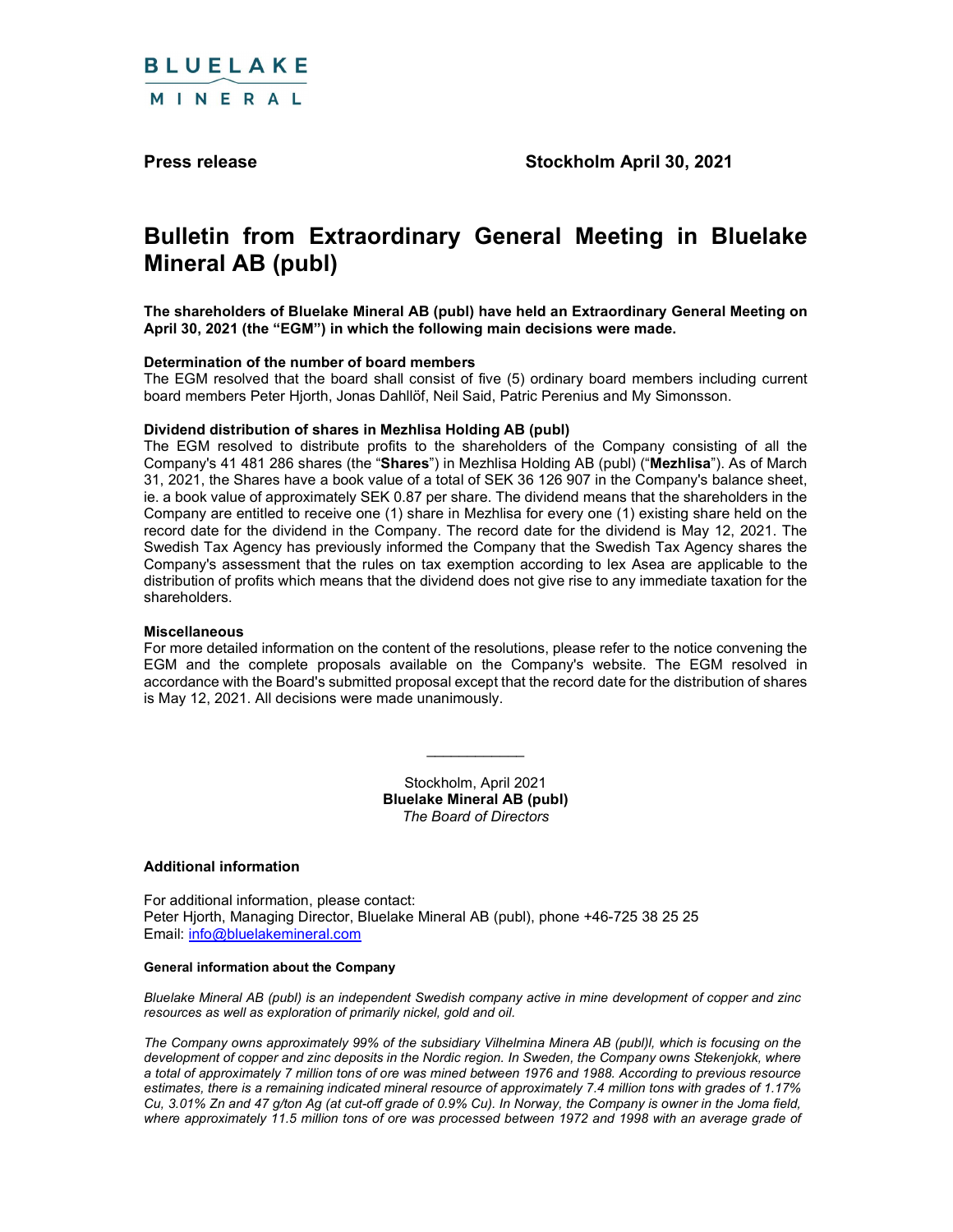BLUELAKE MINERAL

**Press release** **Stockholm April 30, 2021**

# Bulletin from Extraordinary General Meeting in Bluelake Mineral AB (publ)

**The shareholders of Bluelake Mineral AB (publ) have held an Extraordinary General Meeting on April 30, 2021 (the "EGM") in which the following main decisions were made.**

**Determination of the number of board members**

The EGM resolved that the board shall consist of five (5) ordinary board members including current board members Peter Hjorth, Jonas Dahllöf, Neil Said, Patric Perenius and My Simonsson.

**Dividend distribution of shares in Mezhlisa Holding AB (publ)**

The EGM resolved to distribute profits to the shareholders of the Company consisting of all the Company's 41 481 286 shares (the "**Shares**") in Mezhlisa Holding AB (publ) ("**Mezhlisa**"). As of March 31, 2021, the Shares have a book value of a total of SEK 36 126 907 in the Company's balance sheet, ie. a book value of approximately SEK 0.87 per share. The dividend means that the shareholders in the Company are entitled to receive one (1) share in Mezhlisa for every one (1) existing share held on the record date for the dividend in the Company. The record date for the dividend is May 12, 2021. The Swedish Tax Agency has previously informed the Company that the Swedish Tax Agency shares the Company's assessment that the rules on tax exemption according to lex Asea are applicable to the distribution of profits which means that the dividend does not give rise to any immediate taxation for the shareholders.

**Miscellaneous**

For more detailed information on the content of the resolutions, please refer to the notice convening the EGM and the complete proposals available on the Company's website. The EGM resolved in accordance with the Board's submitted proposal except that the record date for the distribution of shares is May 12, 2021. All decisions were made unanimously.

---

Stockholm, April 2021
**Bluelake Mineral AB (publ)**
*The Board of Directors*

**Additional information**

For additional information, please contact:
Peter Hjorth, Managing Director, Bluelake Mineral AB (publ), phone +46-725 38 25 25
Email: info@bluelakemineral.com

**General information about the Company**

*Bluelake Mineral AB (publ) is an independent Swedish company active in mine development of copper and zinc resources as well as exploration of primarily nickel, gold and oil.*

*The Company owns approximately 99% of the subsidiary Vilhelmina Minera AB (publ)l, which is focusing on the development of copper and zinc deposits in the Nordic region. In Sweden, the Company owns Stekenjokk, where a total of approximately 7 million tons of ore was mined between 1976 and 1988. According to previous resource estimates, there is a remaining indicated mineral resource of approximately 7.4 million tons with grades of 1.17% Cu, 3.01% Zn and 47 g/ton Ag (at cut-off grade of 0.9% Cu). In Norway, the Company is owner in the Joma field, where approximately 11.5 million tons of ore was processed between 1972 and 1998 with an average grade of*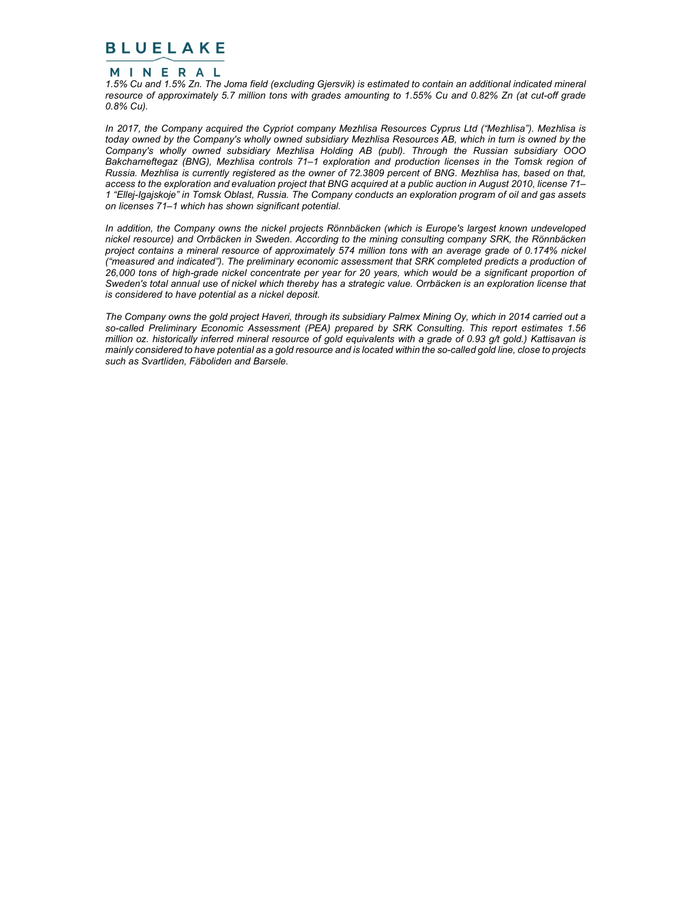*1.5% Cu and 1.5% Zn. The Joma field (excluding Gjersvik) is estimated to contain an additional indicated mineral resource of approximately 5.7 million tons with grades amounting to 1.55% Cu and 0.82% Zn (at cut-off grade 0.8% Cu).*

*In 2017, the Company acquired the Cypriot company Mezhlisa Resources Cyprus Ltd ("Mezhlisa"). Mezhlisa is today owned by the Company's wholly owned subsidiary Mezhlisa Resources AB, which in turn is owned by the Company's wholly owned subsidiary Mezhlisa Holding AB (publ). Through the Russian subsidiary OOO Bakcharneftegaz (BNG), Mezhlisa controls 71–1 exploration and production licenses in the Tomsk region of Russia. Mezhlisa is currently registered as the owner of 72.3809 percent of BNG. Mezhlisa has, based on that, access to the exploration and evaluation project that BNG acquired at a public auction in August 2010, license 71–1 "Ellej-Igajskoje" in Tomsk Oblast, Russia. The Company conducts an exploration program of oil and gas assets on licenses 71–1 which has shown significant potential.*

*In addition, the Company owns the nickel projects Rönnbäcken (which is Europe's largest known undeveloped nickel resource) and Orrbäcken in Sweden. According to the mining consulting company SRK, the Rönnbäcken project contains a mineral resource of approximately 574 million tons with an average grade of 0.174% nickel ("measured and indicated"). The preliminary economic assessment that SRK completed predicts a production of 26,000 tons of high-grade nickel concentrate per year for 20 years, which would be a significant proportion of Sweden's total annual use of nickel which thereby has a strategic value. Orrbäcken is an exploration license that is considered to have potential as a nickel deposit.*

*The Company owns the gold project Haveri, through its subsidiary Palmex Mining Oy, which in 2014 carried out a so-called Preliminary Economic Assessment (PEA) prepared by SRK Consulting. This report estimates 1.56 million oz. historically inferred mineral resource of gold equivalents with a grade of 0.93 g/t gold.) Kattisavan is mainly considered to have potential as a gold resource and is located within the so-called gold line, close to projects such as Svartliden, Fäboliden and Barsele.*